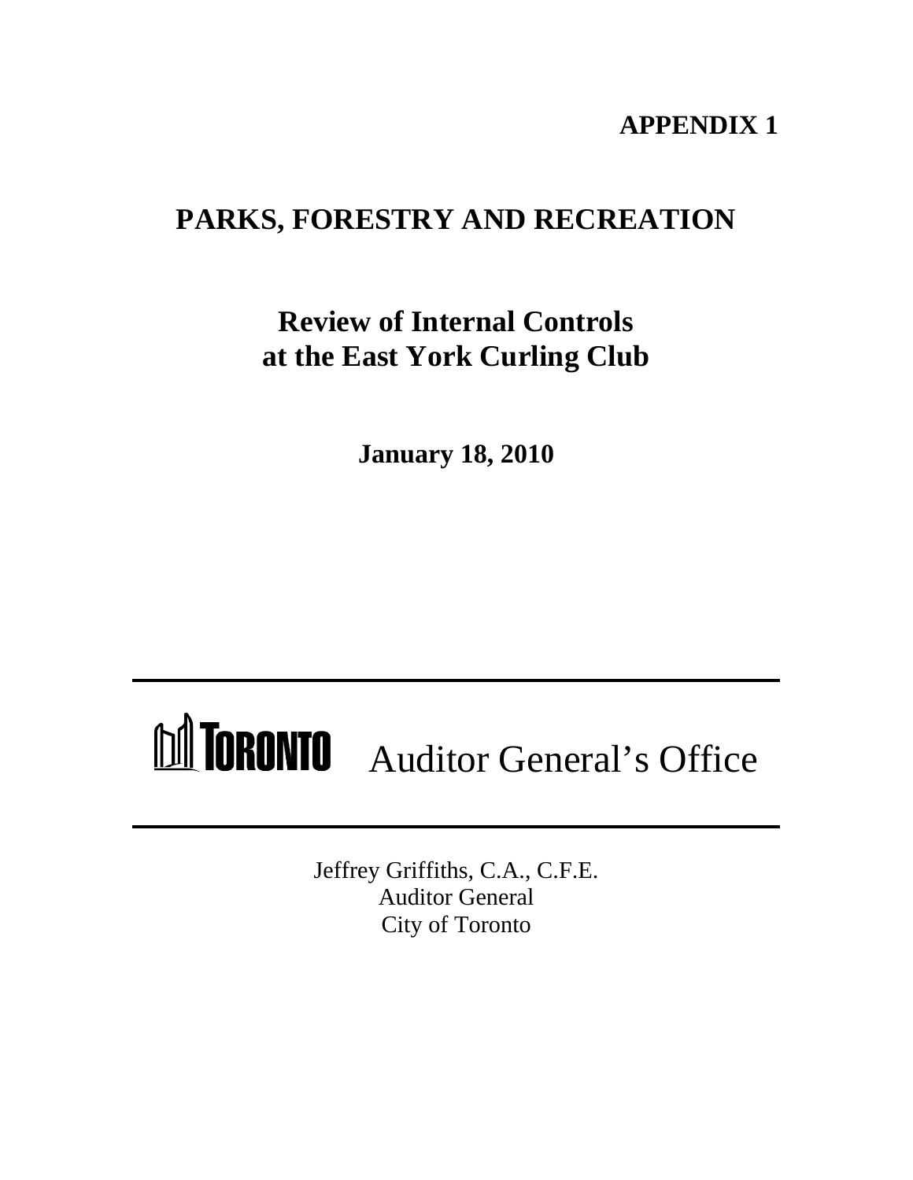**APPENDIX 1**

# PARKS, FORESTRY AND RECREATION

## Review of Internal Controls at the East York Curling Club

**January 18, 2010**

---

TORONTO Auditor General's Office

---

Jeffrey Griffiths, C.A., C.F.E.
Auditor General
City of Toronto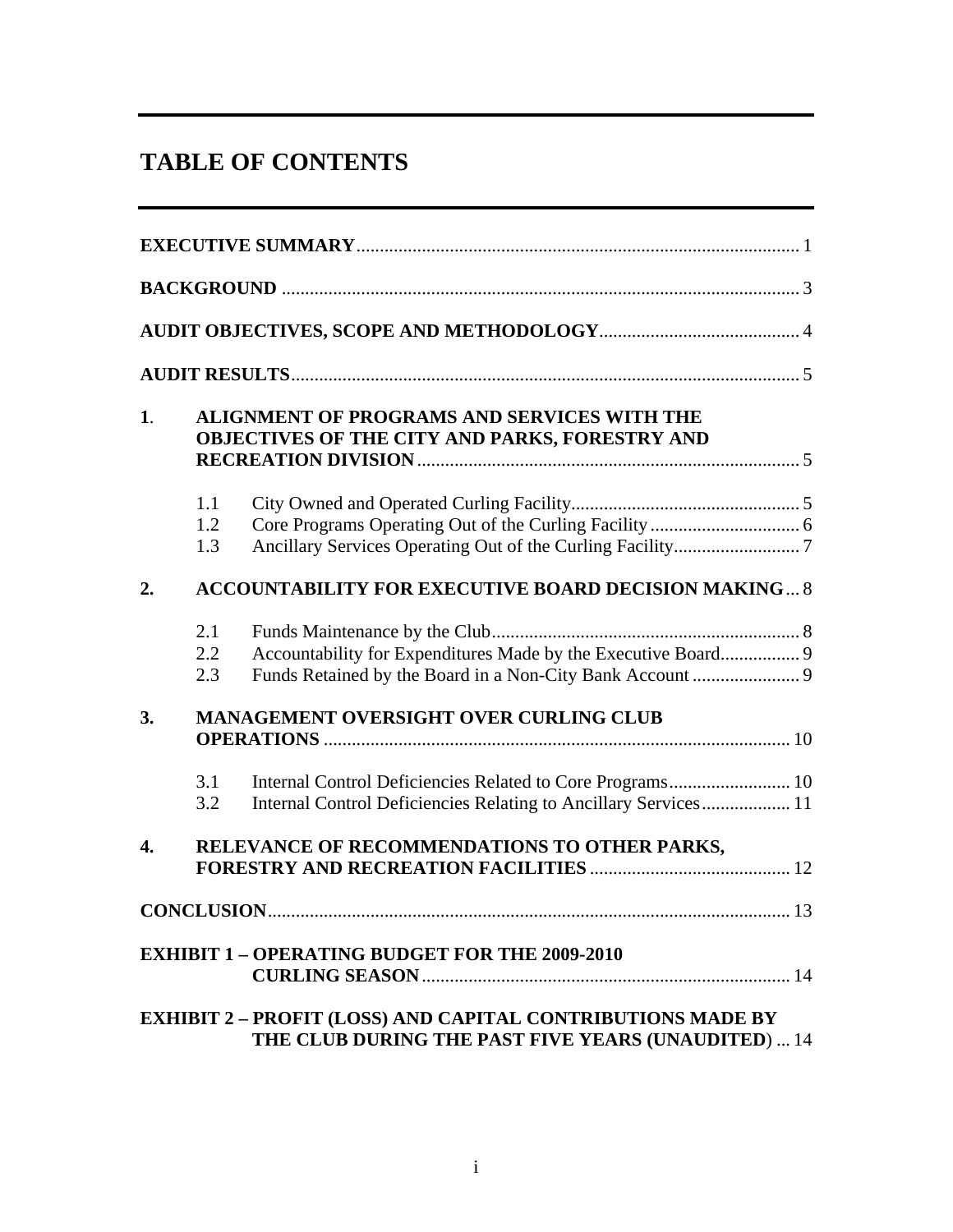# TABLE OF CONTENTS

**EXECUTIVE SUMMARY** .......... 1

**BACKGROUND** .......... 3

**AUDIT OBJECTIVES, SCOPE AND METHODOLOGY** .......... 4

**AUDIT RESULTS** .......... 5

**1. ALIGNMENT OF PROGRAMS AND SERVICES WITH THE OBJECTIVES OF THE CITY AND PARKS, FORESTRY AND RECREATION DIVISION** .......... 5

- 1.1 City Owned and Operated Curling Facility .......... 5
- 1.2 Core Programs Operating Out of the Curling Facility .......... 6
- 1.3 Ancillary Services Operating Out of the Curling Facility .......... 7

**2. ACCOUNTABILITY FOR EXECUTIVE BOARD DECISION MAKING** .......... 8

- 2.1 Funds Maintenance by the Club .......... 8
- 2.2 Accountability for Expenditures Made by the Executive Board .......... 9
- 2.3 Funds Retained by the Board in a Non-City Bank Account .......... 9

**3. MANAGEMENT OVERSIGHT OVER CURLING CLUB OPERATIONS** .......... 10

- 3.1 Internal Control Deficiencies Related to Core Programs .......... 10
- 3.2 Internal Control Deficiencies Relating to Ancillary Services .......... 11

**4. RELEVANCE OF RECOMMENDATIONS TO OTHER PARKS, FORESTRY AND RECREATION FACILITIES** .......... 12

**CONCLUSION** .......... 13

**EXHIBIT 1 – OPERATING BUDGET FOR THE 2009-2010 CURLING SEASON** .......... 14

**EXHIBIT 2 – PROFIT (LOSS) AND CAPITAL CONTRIBUTIONS MADE BY THE CLUB DURING THE PAST FIVE YEARS (UNAUDITED)** .......... 14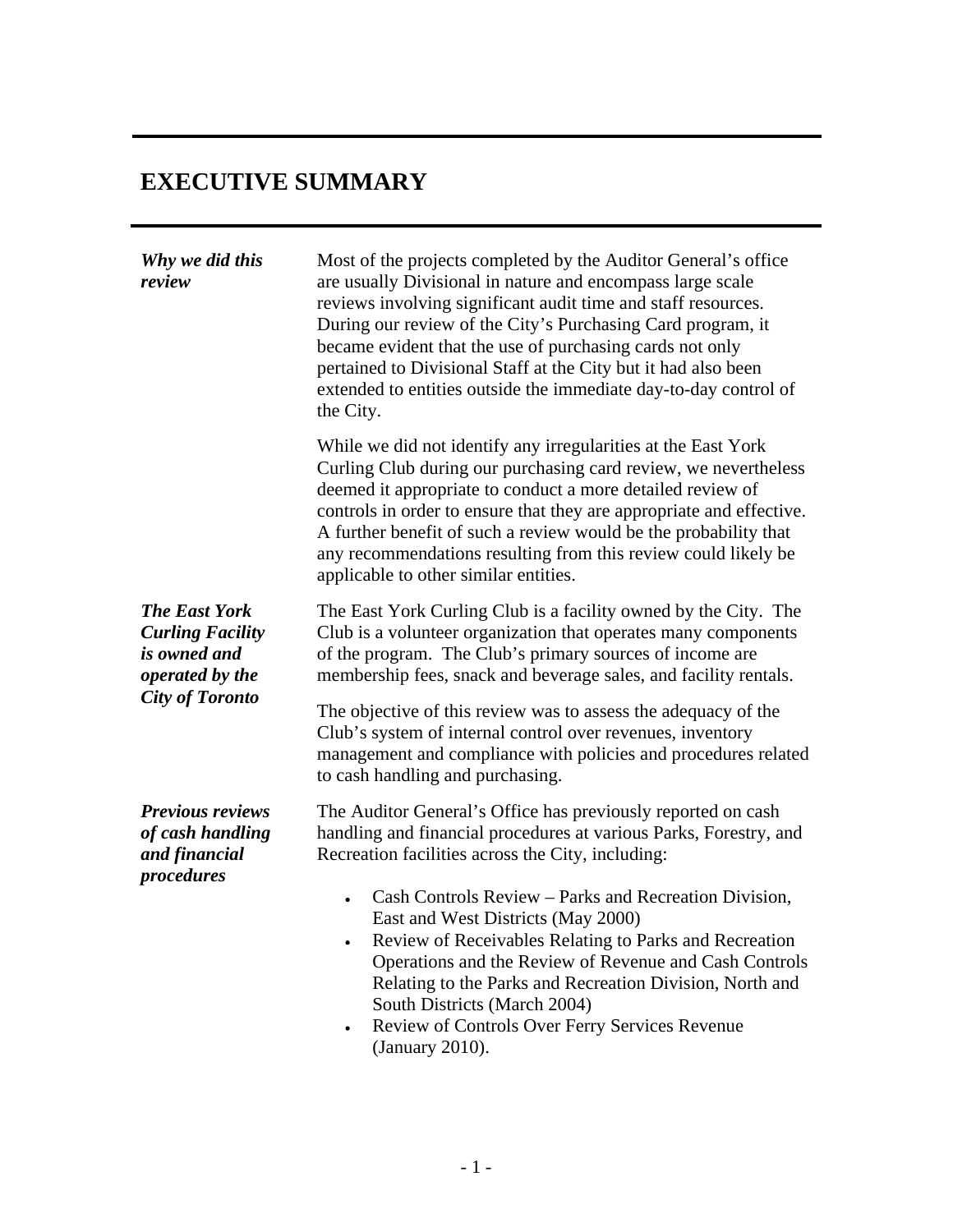# EXECUTIVE SUMMARY

***Why we did this review***

Most of the projects completed by the Auditor General's office are usually Divisional in nature and encompass large scale reviews involving significant audit time and staff resources. During our review of the City's Purchasing Card program, it became evident that the use of purchasing cards not only pertained to Divisional Staff at the City but it had also been extended to entities outside the immediate day-to-day control of the City.

While we did not identify any irregularities at the East York Curling Club during our purchasing card review, we nevertheless deemed it appropriate to conduct a more detailed review of controls in order to ensure that they are appropriate and effective. A further benefit of such a review would be the probability that any recommendations resulting from this review could likely be applicable to other similar entities.

***The East York Curling Facility is owned and operated by the City of Toronto***

The East York Curling Club is a facility owned by the City. The Club is a volunteer organization that operates many components of the program. The Club's primary sources of income are membership fees, snack and beverage sales, and facility rentals.

The objective of this review was to assess the adequacy of the Club's system of internal control over revenues, inventory management and compliance with policies and procedures related to cash handling and purchasing.

***Previous reviews of cash handling and financial procedures***

The Auditor General's Office has previously reported on cash handling and financial procedures at various Parks, Forestry, and Recreation facilities across the City, including:

- Cash Controls Review – Parks and Recreation Division, East and West Districts (May 2000)
- Review of Receivables Relating to Parks and Recreation Operations and the Review of Revenue and Cash Controls Relating to the Parks and Recreation Division, North and South Districts (March 2004)
- Review of Controls Over Ferry Services Revenue (January 2010).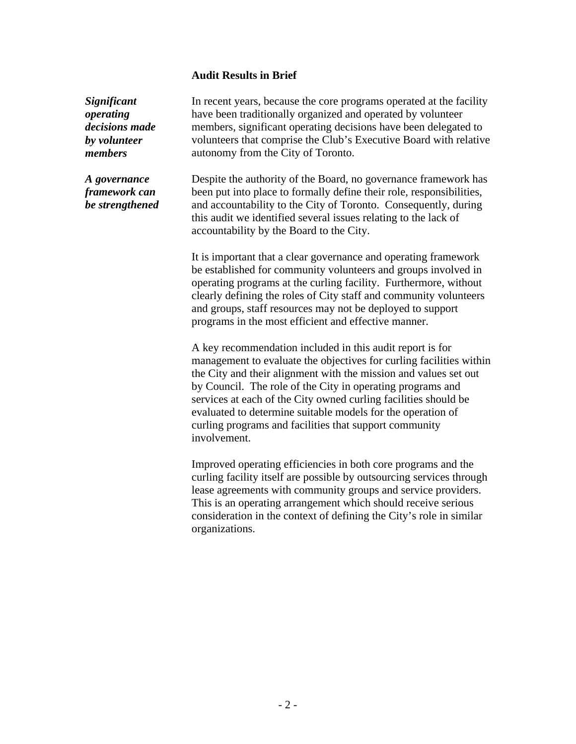### Audit Results in Brief

***Significant operating decisions made by volunteer members***

In recent years, because the core programs operated at the facility have been traditionally organized and operated by volunteer members, significant operating decisions have been delegated to volunteers that comprise the Club's Executive Board with relative autonomy from the City of Toronto.

***A governance framework can be strengthened***

Despite the authority of the Board, no governance framework has been put into place to formally define their role, responsibilities, and accountability to the City of Toronto. Consequently, during this audit we identified several issues relating to the lack of accountability by the Board to the City.

It is important that a clear governance and operating framework be established for community volunteers and groups involved in operating programs at the curling facility. Furthermore, without clearly defining the roles of City staff and community volunteers and groups, staff resources may not be deployed to support programs in the most efficient and effective manner.

A key recommendation included in this audit report is for management to evaluate the objectives for curling facilities within the City and their alignment with the mission and values set out by Council. The role of the City in operating programs and services at each of the City owned curling facilities should be evaluated to determine suitable models for the operation of curling programs and facilities that support community involvement.

Improved operating efficiencies in both core programs and the curling facility itself are possible by outsourcing services through lease agreements with community groups and service providers. This is an operating arrangement which should receive serious consideration in the context of defining the City's role in similar organizations.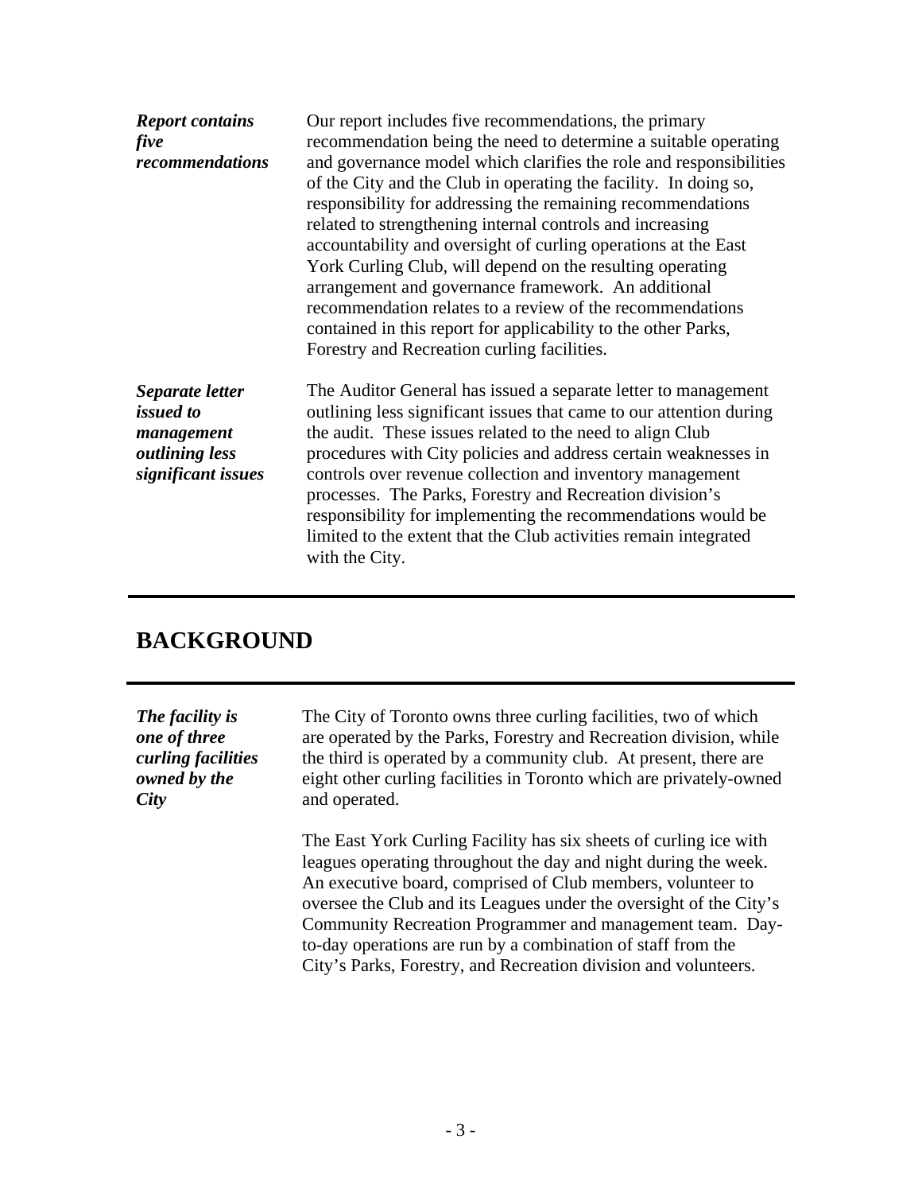***Report contains five recommendations***

Our report includes five recommendations, the primary recommendation being the need to determine a suitable operating and governance model which clarifies the role and responsibilities of the City and the Club in operating the facility. In doing so, responsibility for addressing the remaining recommendations related to strengthening internal controls and increasing accountability and oversight of curling operations at the East York Curling Club, will depend on the resulting operating arrangement and governance framework. An additional recommendation relates to a review of the recommendations contained in this report for applicability to the other Parks, Forestry and Recreation curling facilities.

***Separate letter issued to management outlining less significant issues***

The Auditor General has issued a separate letter to management outlining less significant issues that came to our attention during the audit. These issues related to the need to align Club procedures with City policies and address certain weaknesses in controls over revenue collection and inventory management processes. The Parks, Forestry and Recreation division's responsibility for implementing the recommendations would be limited to the extent that the Club activities remain integrated with the City.

## BACKGROUND

***The facility is one of three curling facilities owned by the City***

The City of Toronto owns three curling facilities, two of which are operated by the Parks, Forestry and Recreation division, while the third is operated by a community club. At present, there are eight other curling facilities in Toronto which are privately-owned and operated.

The East York Curling Facility has six sheets of curling ice with leagues operating throughout the day and night during the week. An executive board, comprised of Club members, volunteer to oversee the Club and its Leagues under the oversight of the City's Community Recreation Programmer and management team. Day-to-day operations are run by a combination of staff from the City's Parks, Forestry, and Recreation division and volunteers.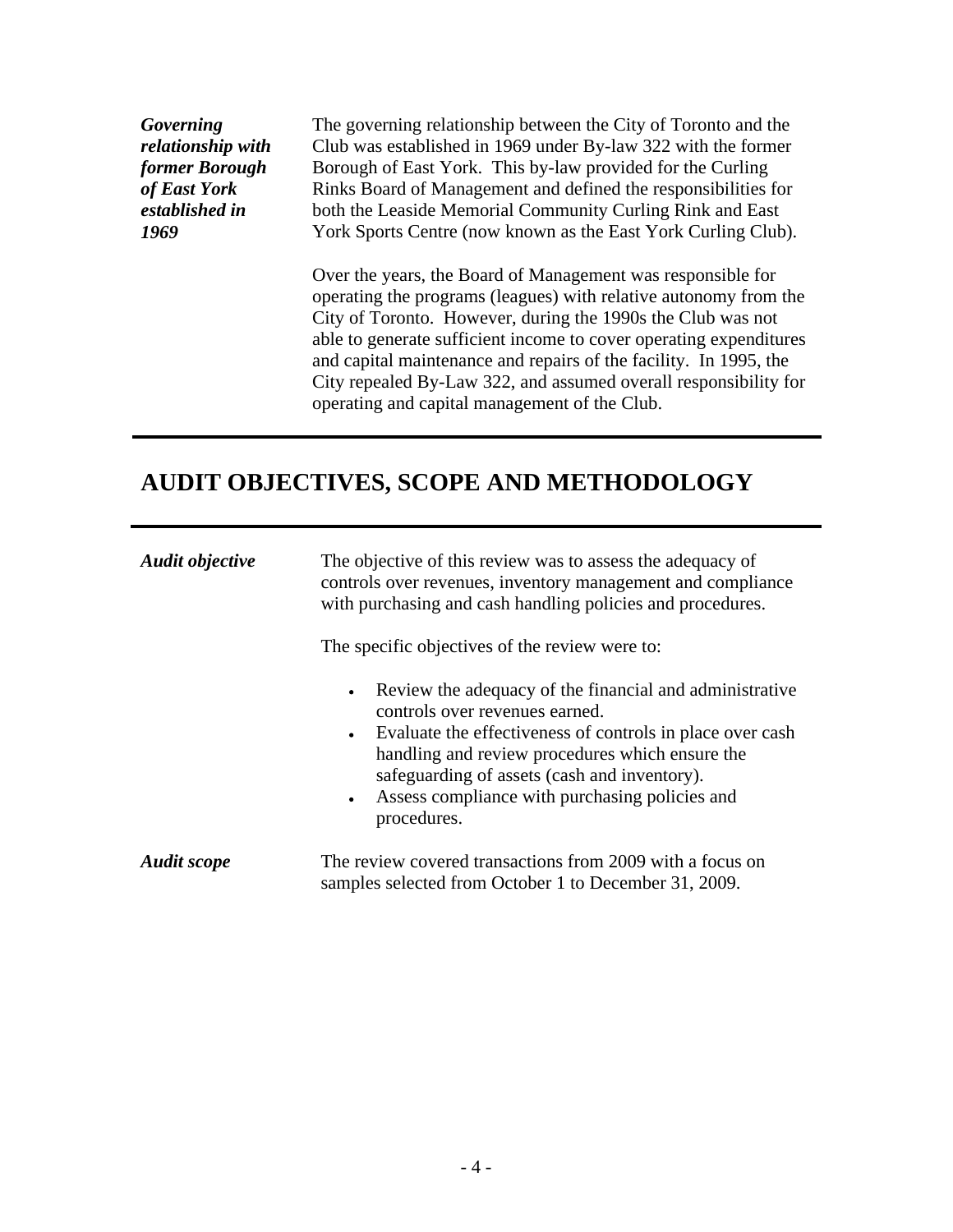***Governing relationship with former Borough of East York established in 1969***

The governing relationship between the City of Toronto and the Club was established in 1969 under By-law 322 with the former Borough of East York. This by-law provided for the Curling Rinks Board of Management and defined the responsibilities for both the Leaside Memorial Community Curling Rink and East York Sports Centre (now known as the East York Curling Club).

Over the years, the Board of Management was responsible for operating the programs (leagues) with relative autonomy from the City of Toronto. However, during the 1990s the Club was not able to generate sufficient income to cover operating expenditures and capital maintenance and repairs of the facility. In 1995, the City repealed By-Law 322, and assumed overall responsibility for operating and capital management of the Club.

## AUDIT OBJECTIVES, SCOPE AND METHODOLOGY

***Audit objective***

The objective of this review was to assess the adequacy of controls over revenues, inventory management and compliance with purchasing and cash handling policies and procedures.

The specific objectives of the review were to:

- Review the adequacy of the financial and administrative controls over revenues earned.
- Evaluate the effectiveness of controls in place over cash handling and review procedures which ensure the safeguarding of assets (cash and inventory).
- Assess compliance with purchasing policies and procedures.

***Audit scope***

The review covered transactions from 2009 with a focus on samples selected from October 1 to December 31, 2009.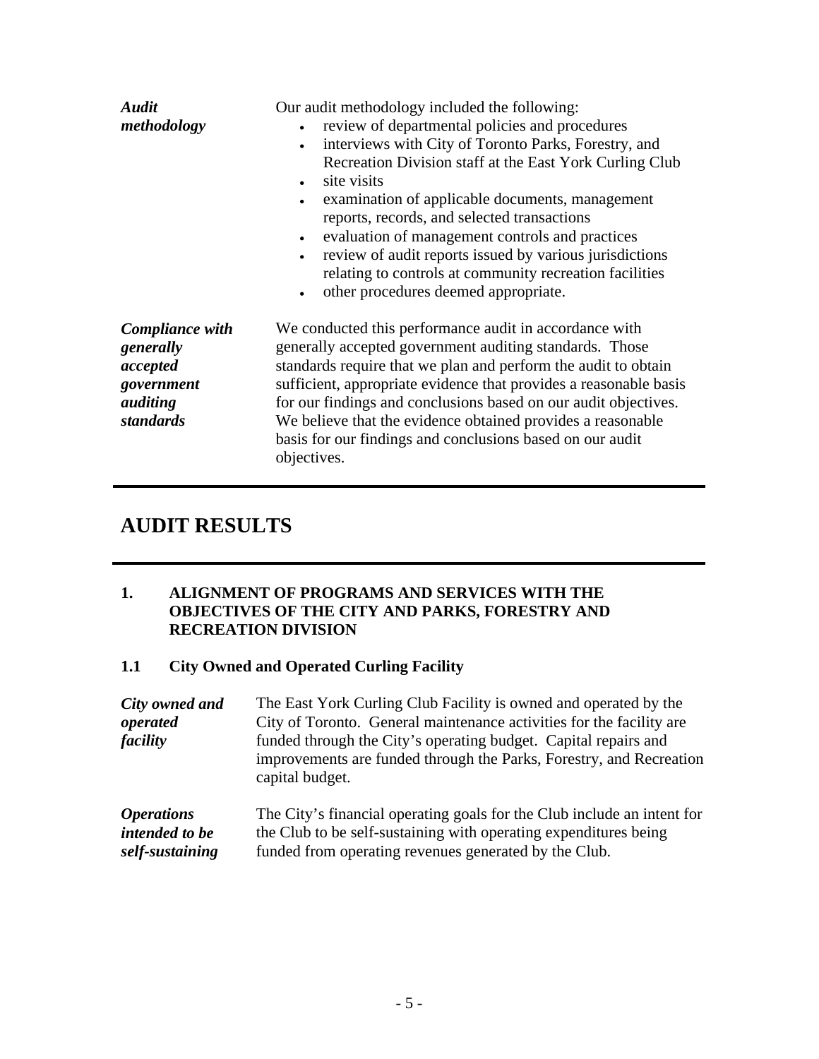*Audit methodology*

Our audit methodology included the following:

- review of departmental policies and procedures
- interviews with City of Toronto Parks, Forestry, and Recreation Division staff at the East York Curling Club
- site visits
- examination of applicable documents, management reports, records, and selected transactions
- evaluation of management controls and practices
- review of audit reports issued by various jurisdictions relating to controls at community recreation facilities
- other procedures deemed appropriate.

*Compliance with generally accepted government auditing standards*

We conducted this performance audit in accordance with generally accepted government auditing standards. Those standards require that we plan and perform the audit to obtain sufficient, appropriate evidence that provides a reasonable basis for our findings and conclusions based on our audit objectives. We believe that the evidence obtained provides a reasonable basis for our findings and conclusions based on our audit objectives.

---

# AUDIT RESULTS

---

## 1. ALIGNMENT OF PROGRAMS AND SERVICES WITH THE OBJECTIVES OF THE CITY AND PARKS, FORESTRY AND RECREATION DIVISION

### 1.1 City Owned and Operated Curling Facility

*City owned and operated facility*

The East York Curling Club Facility is owned and operated by the City of Toronto. General maintenance activities for the facility are funded through the City's operating budget. Capital repairs and improvements are funded through the Parks, Forestry, and Recreation capital budget.

*Operations intended to be self-sustaining*

The City's financial operating goals for the Club include an intent for the Club to be self-sustaining with operating expenditures being funded from operating revenues generated by the Club.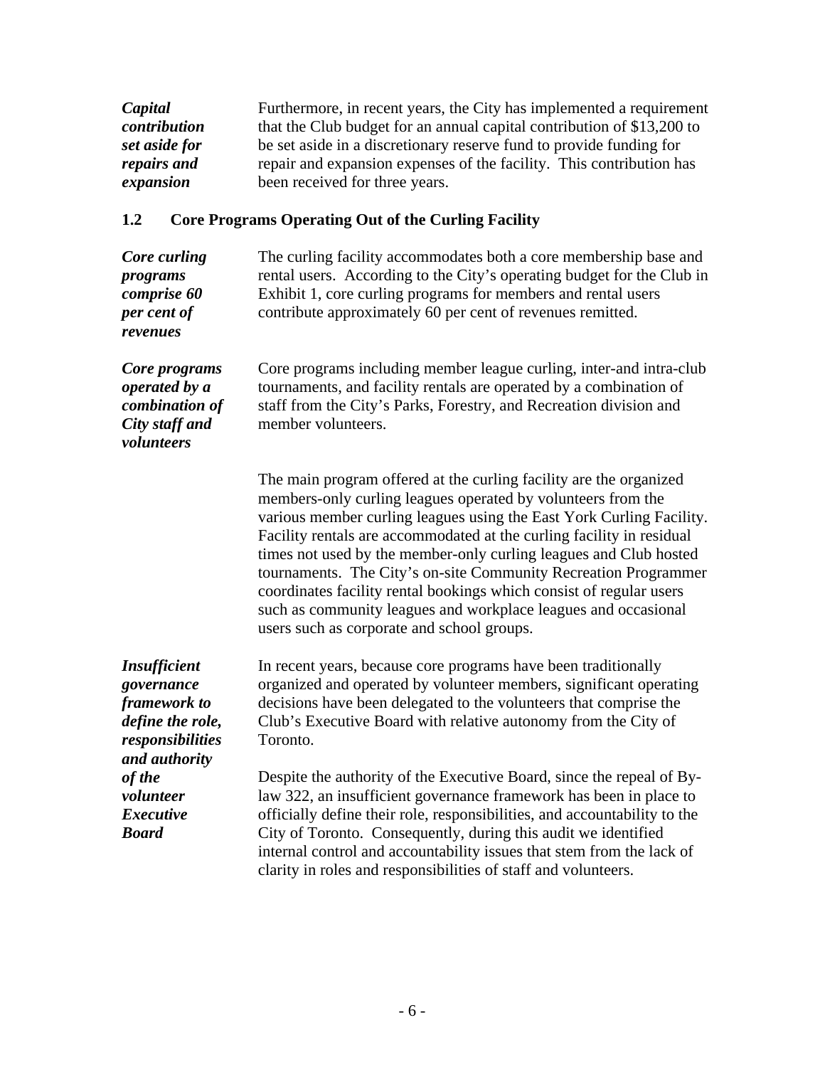*Capital contribution set aside for repairs and expansion*

Furthermore, in recent years, the City has implemented a requirement that the Club budget for an annual capital contribution of $13,200 to be set aside in a discretionary reserve fund to provide funding for repair and expansion expenses of the facility. This contribution has been received for three years.

### 1.2 Core Programs Operating Out of the Curling Facility

*Core curling programs comprise 60 per cent of revenues*

The curling facility accommodates both a core membership base and rental users. According to the City's operating budget for the Club in Exhibit 1, core curling programs for members and rental users contribute approximately 60 per cent of revenues remitted.

*Core programs operated by a combination of City staff and volunteers*

Core programs including member league curling, inter-and intra-club tournaments, and facility rentals are operated by a combination of staff from the City's Parks, Forestry, and Recreation division and member volunteers.

The main program offered at the curling facility are the organized members-only curling leagues operated by volunteers from the various member curling leagues using the East York Curling Facility. Facility rentals are accommodated at the curling facility in residual times not used by the member-only curling leagues and Club hosted tournaments. The City's on-site Community Recreation Programmer coordinates facility rental bookings which consist of regular users such as community leagues and workplace leagues and occasional users such as corporate and school groups.

*Insufficient governance framework to define the role, responsibilities and authority of the volunteer Executive Board*

In recent years, because core programs have been traditionally organized and operated by volunteer members, significant operating decisions have been delegated to the volunteers that comprise the Club's Executive Board with relative autonomy from the City of Toronto.

Despite the authority of the Executive Board, since the repeal of By-law 322, an insufficient governance framework has been in place to officially define their role, responsibilities, and accountability to the City of Toronto. Consequently, during this audit we identified internal control and accountability issues that stem from the lack of clarity in roles and responsibilities of staff and volunteers.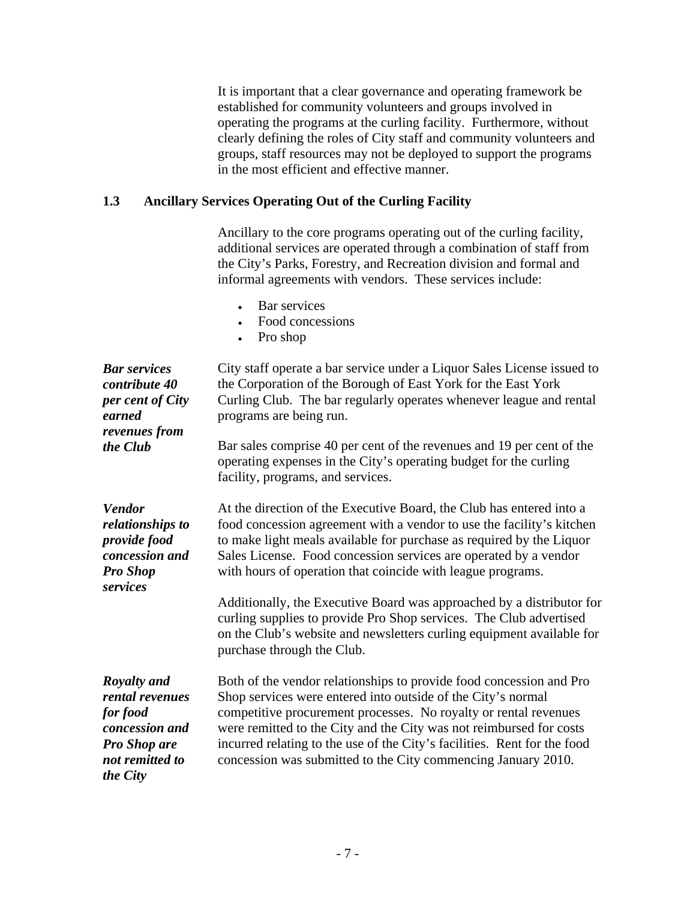It is important that a clear governance and operating framework be established for community volunteers and groups involved in operating the programs at the curling facility. Furthermore, without clearly defining the roles of City staff and community volunteers and groups, staff resources may not be deployed to support the programs in the most efficient and effective manner.

## 1.3 Ancillary Services Operating Out of the Curling Facility

Ancillary to the core programs operating out of the curling facility, additional services are operated through a combination of staff from the City's Parks, Forestry, and Recreation division and formal and informal agreements with vendors. These services include:

- Bar services
- Food concessions
- Pro shop

***Bar services contribute 40 per cent of City earned revenues from the Club***

City staff operate a bar service under a Liquor Sales License issued to the Corporation of the Borough of East York for the East York Curling Club. The bar regularly operates whenever league and rental programs are being run.

Bar sales comprise 40 per cent of the revenues and 19 per cent of the operating expenses in the City's operating budget for the curling facility, programs, and services.

***Vendor relationships to provide food concession and Pro Shop services***

At the direction of the Executive Board, the Club has entered into a food concession agreement with a vendor to use the facility's kitchen to make light meals available for purchase as required by the Liquor Sales License. Food concession services are operated by a vendor with hours of operation that coincide with league programs.

Additionally, the Executive Board was approached by a distributor for curling supplies to provide Pro Shop services. The Club advertised on the Club's website and newsletters curling equipment available for purchase through the Club.

***Royalty and rental revenues for food concession and Pro Shop are not remitted to the City***

Both of the vendor relationships to provide food concession and Pro Shop services were entered into outside of the City's normal competitive procurement processes. No royalty or rental revenues were remitted to the City and the City was not reimbursed for costs incurred relating to the use of the City's facilities. Rent for the food concession was submitted to the City commencing January 2010.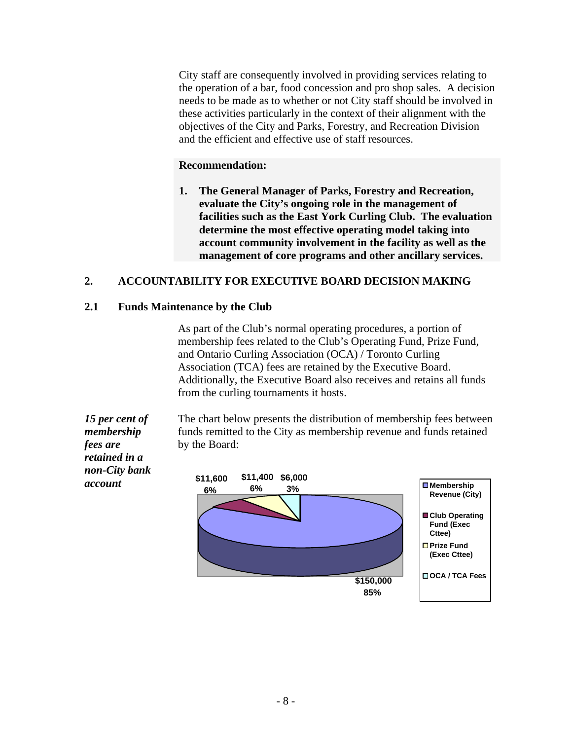City staff are consequently involved in providing services relating to the operation of a bar, food concession and pro shop sales. A decision needs to be made as to whether or not City staff should be involved in these activities particularly in the context of their alignment with the objectives of the City and Parks, Forestry, and Recreation Division and the efficient and effective use of staff resources.

**Recommendation:**

**1. The General Manager of Parks, Forestry and Recreation, evaluate the City's ongoing role in the management of facilities such as the East York Curling Club. The evaluation determine the most effective operating model taking into account community involvement in the facility as well as the management of core programs and other ancillary services.**

## 2. ACCOUNTABILITY FOR EXECUTIVE BOARD DECISION MAKING

### 2.1 Funds Maintenance by the Club

As part of the Club's normal operating procedures, a portion of membership fees related to the Club's Operating Fund, Prize Fund, and Ontario Curling Association (OCA) / Toronto Curling Association (TCA) fees are retained by the Executive Board. Additionally, the Executive Board also receives and retains all funds from the curling tournaments it hosts.

*15 per cent of membership fees are retained in a non-City bank account*

The chart below presents the distribution of membership fees between funds remitted to the City as membership revenue and funds retained by the Board:

| Category | Amount | Percentage |
|---|---|---|
| Membership Revenue (City) | $150,000 | 85% |
| Club Operating Fund (Exec Cttee) | $11,600 | 6% |
| Prize Fund (Exec Cttee) | $11,400 | 6% |
| OCA / TCA Fees | $6,000 | 3% |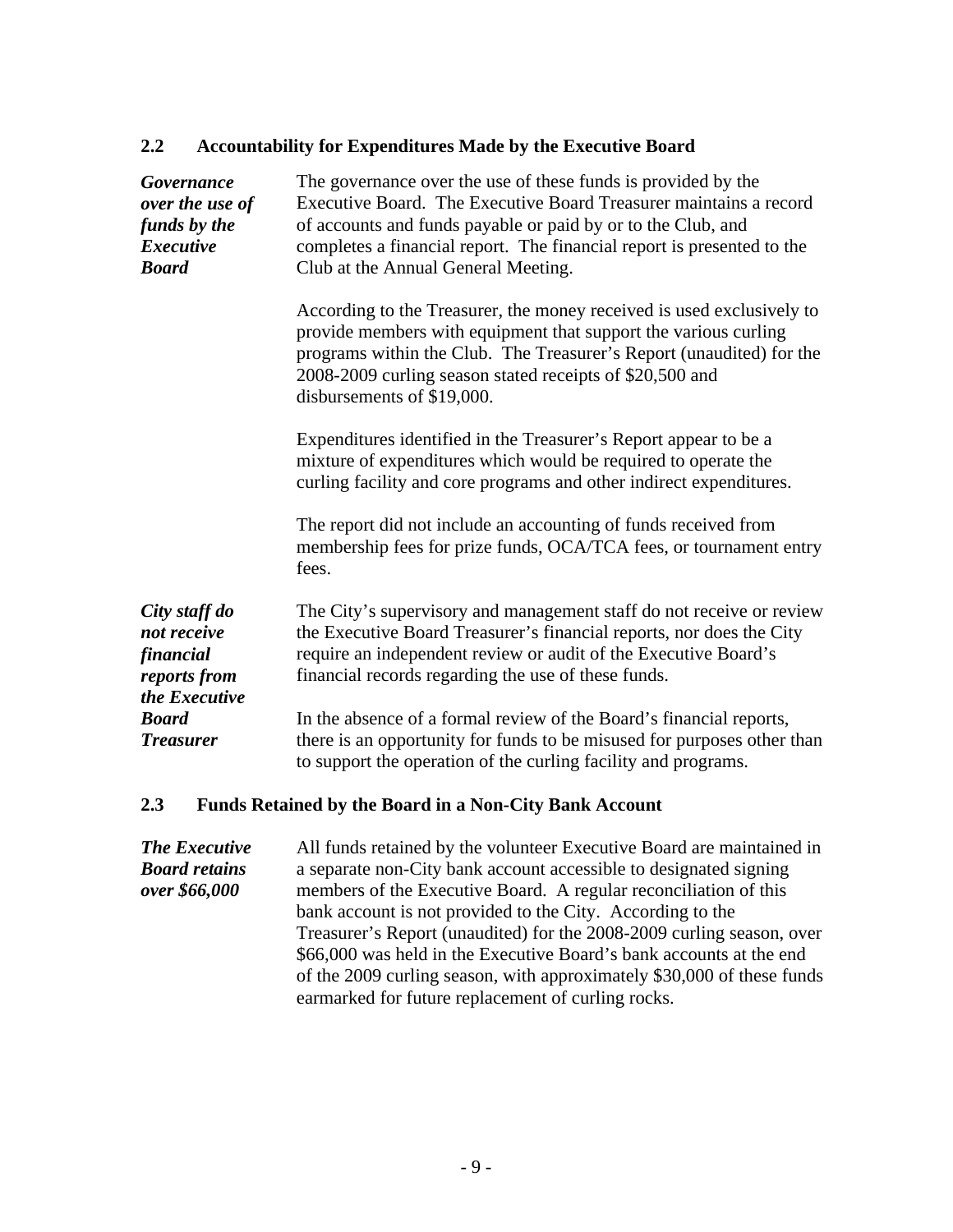## 2.2 Accountability for Expenditures Made by the Executive Board

***Governance over the use of funds by the Executive Board***

The governance over the use of these funds is provided by the Executive Board. The Executive Board Treasurer maintains a record of accounts and funds payable or paid by or to the Club, and completes a financial report. The financial report is presented to the Club at the Annual General Meeting.

According to the Treasurer, the money received is used exclusively to provide members with equipment that support the various curling programs within the Club. The Treasurer's Report (unaudited) for the 2008-2009 curling season stated receipts of $20,500 and disbursements of $19,000.

Expenditures identified in the Treasurer's Report appear to be a mixture of expenditures which would be required to operate the curling facility and core programs and other indirect expenditures.

The report did not include an accounting of funds received from membership fees for prize funds, OCA/TCA fees, or tournament entry fees.

***City staff do not receive financial reports from the Executive Board Treasurer***

The City's supervisory and management staff do not receive or review the Executive Board Treasurer's financial reports, nor does the City require an independent review or audit of the Executive Board's financial records regarding the use of these funds.

In the absence of a formal review of the Board's financial reports, there is an opportunity for funds to be misused for purposes other than to support the operation of the curling facility and programs.

## 2.3 Funds Retained by the Board in a Non-City Bank Account

***The Executive Board retains over $66,000***

All funds retained by the volunteer Executive Board are maintained in a separate non-City bank account accessible to designated signing members of the Executive Board. A regular reconciliation of this bank account is not provided to the City. According to the Treasurer's Report (unaudited) for the 2008-2009 curling season, over $66,000 was held in the Executive Board's bank accounts at the end of the 2009 curling season, with approximately $30,000 of these funds earmarked for future replacement of curling rocks.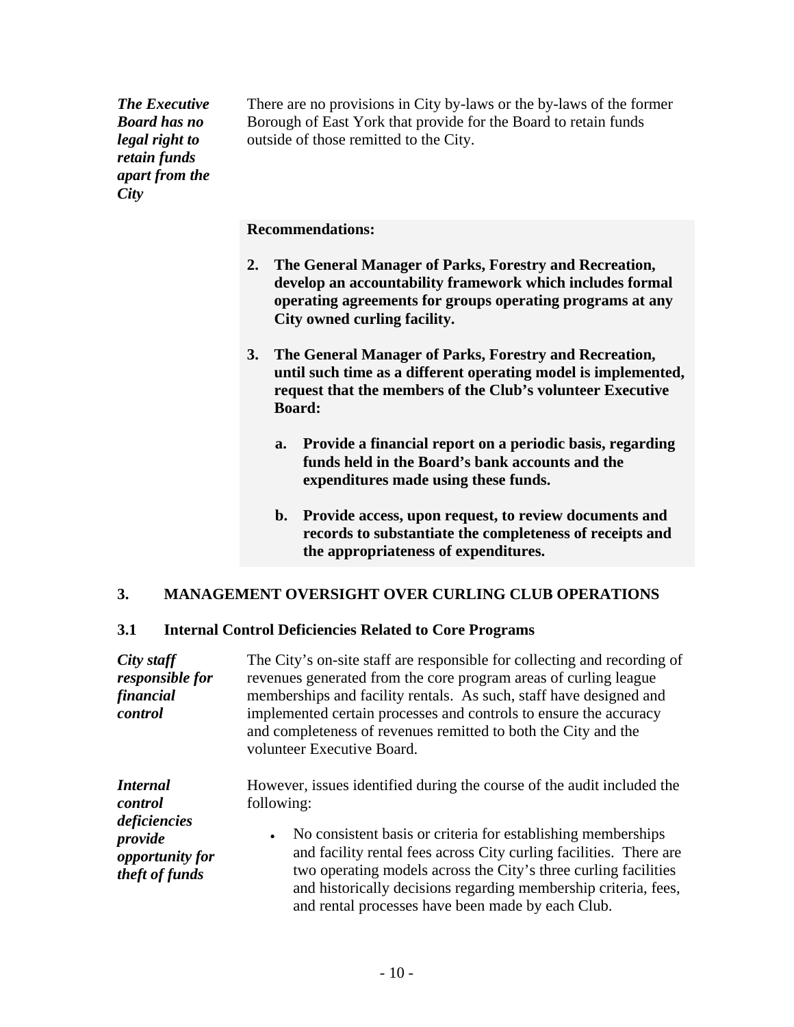*The Executive Board has no legal right to retain funds apart from the City*

There are no provisions in City by-laws or the by-laws of the former Borough of East York that provide for the Board to retain funds outside of those remitted to the City.

**Recommendations:**

**2. The General Manager of Parks, Forestry and Recreation, develop an accountability framework which includes formal operating agreements for groups operating programs at any City owned curling facility.**

**3. The General Manager of Parks, Forestry and Recreation, until such time as a different operating model is implemented, request that the members of the Club's volunteer Executive Board:**

   **a. Provide a financial report on a periodic basis, regarding funds held in the Board's bank accounts and the expenditures made using these funds.**

   **b. Provide access, upon request, to review documents and records to substantiate the completeness of receipts and the appropriateness of expenditures.**

## 3. MANAGEMENT OVERSIGHT OVER CURLING CLUB OPERATIONS

### 3.1 Internal Control Deficiencies Related to Core Programs

*City staff responsible for financial control*

The City's on-site staff are responsible for collecting and recording of revenues generated from the core program areas of curling league memberships and facility rentals. As such, staff have designed and implemented certain processes and controls to ensure the accuracy and completeness of revenues remitted to both the City and the volunteer Executive Board.

*Internal control deficiencies provide opportunity for theft of funds*

However, issues identified during the course of the audit included the following:

- No consistent basis or criteria for establishing memberships and facility rental fees across City curling facilities. There are two operating models across the City's three curling facilities and historically decisions regarding membership criteria, fees, and rental processes have been made by each Club.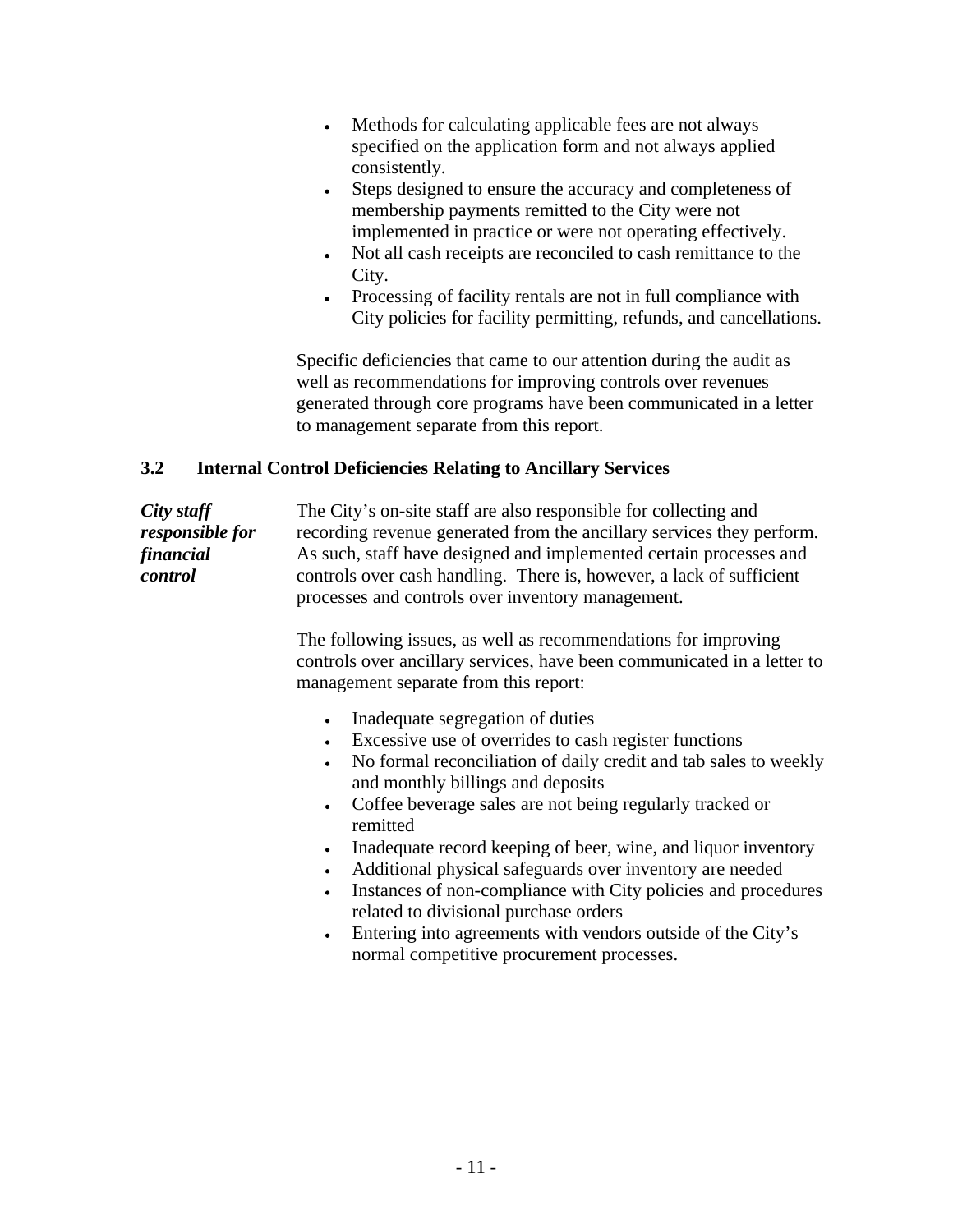- Methods for calculating applicable fees are not always specified on the application form and not always applied consistently.
- Steps designed to ensure the accuracy and completeness of membership payments remitted to the City were not implemented in practice or were not operating effectively.
- Not all cash receipts are reconciled to cash remittance to the City.
- Processing of facility rentals are not in full compliance with City policies for facility permitting, refunds, and cancellations.

Specific deficiencies that came to our attention during the audit as well as recommendations for improving controls over revenues generated through core programs have been communicated in a letter to management separate from this report.

### 3.2 Internal Control Deficiencies Relating to Ancillary Services

***City staff responsible for financial control***

The City's on-site staff are also responsible for collecting and recording revenue generated from the ancillary services they perform. As such, staff have designed and implemented certain processes and controls over cash handling. There is, however, a lack of sufficient processes and controls over inventory management.

The following issues, as well as recommendations for improving controls over ancillary services, have been communicated in a letter to management separate from this report:

- Inadequate segregation of duties
- Excessive use of overrides to cash register functions
- No formal reconciliation of daily credit and tab sales to weekly and monthly billings and deposits
- Coffee beverage sales are not being regularly tracked or remitted
- Inadequate record keeping of beer, wine, and liquor inventory
- Additional physical safeguards over inventory are needed
- Instances of non-compliance with City policies and procedures related to divisional purchase orders
- Entering into agreements with vendors outside of the City's normal competitive procurement processes.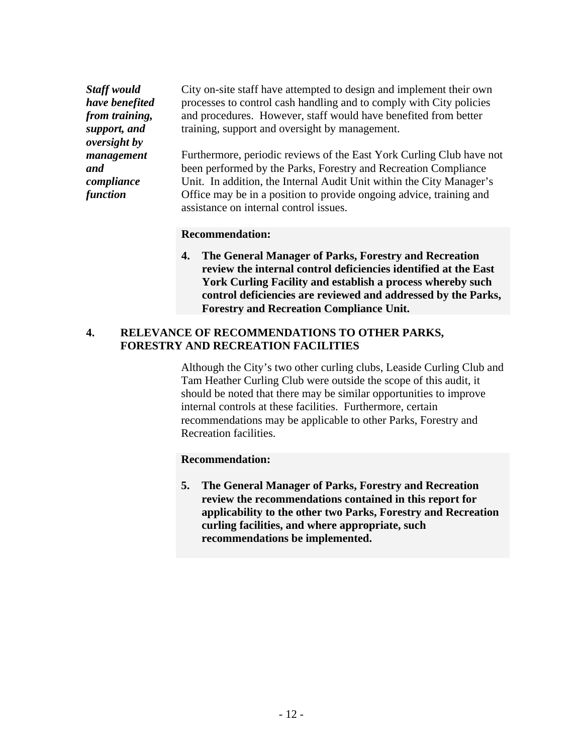***Staff would have benefited from training, support, and oversight by management and compliance function***

City on-site staff have attempted to design and implement their own processes to control cash handling and to comply with City policies and procedures. However, staff would have benefited from better training, support and oversight by management.

Furthermore, periodic reviews of the East York Curling Club have not been performed by the Parks, Forestry and Recreation Compliance Unit. In addition, the Internal Audit Unit within the City Manager's Office may be in a position to provide ongoing advice, training and assistance on internal control issues.

**Recommendation:**

**4. The General Manager of Parks, Forestry and Recreation review the internal control deficiencies identified at the East York Curling Facility and establish a process whereby such control deficiencies are reviewed and addressed by the Parks, Forestry and Recreation Compliance Unit.**

## 4. RELEVANCE OF RECOMMENDATIONS TO OTHER PARKS, FORESTRY AND RECREATION FACILITIES

Although the City's two other curling clubs, Leaside Curling Club and Tam Heather Curling Club were outside the scope of this audit, it should be noted that there may be similar opportunities to improve internal controls at these facilities. Furthermore, certain recommendations may be applicable to other Parks, Forestry and Recreation facilities.

**Recommendation:**

**5. The General Manager of Parks, Forestry and Recreation review the recommendations contained in this report for applicability to the other two Parks, Forestry and Recreation curling facilities, and where appropriate, such recommendations be implemented.**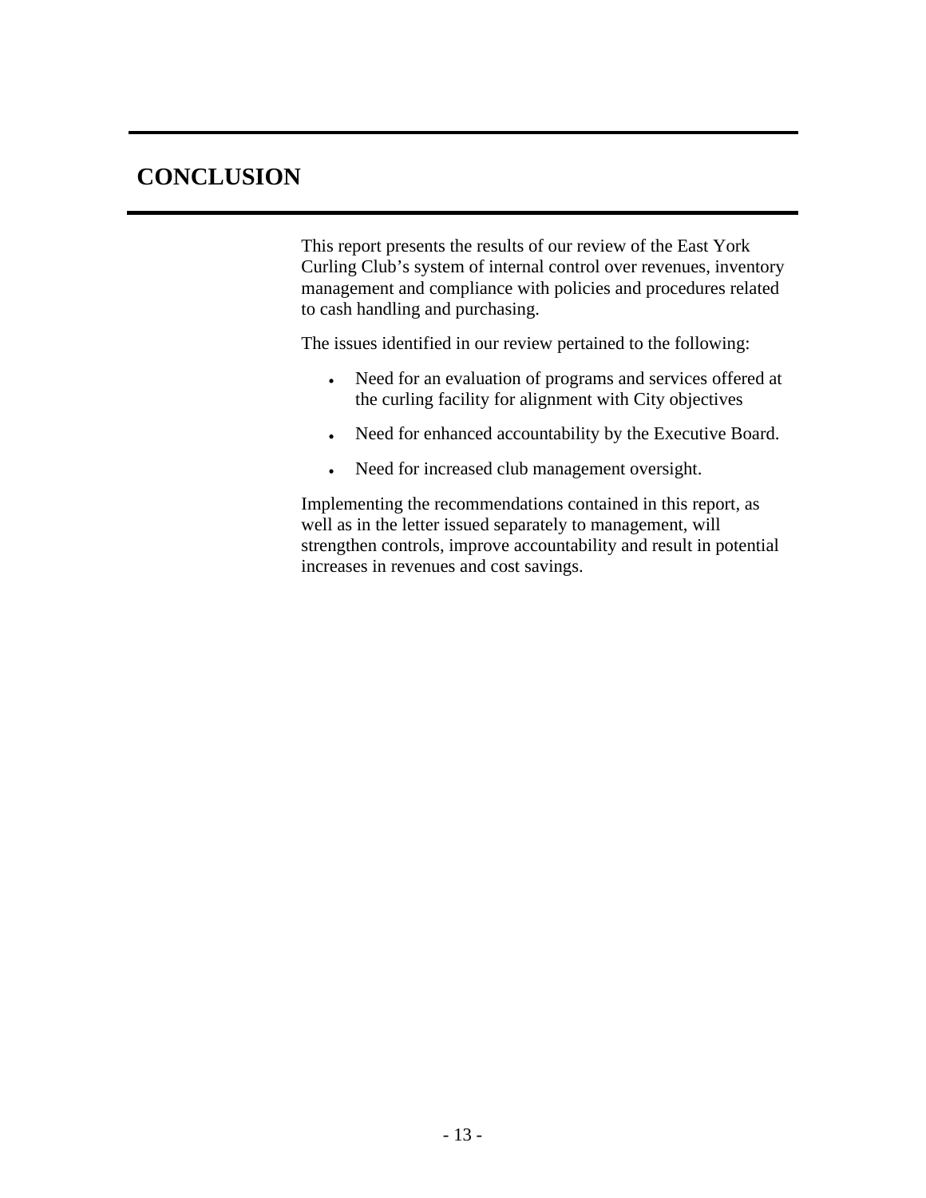# CONCLUSION

This report presents the results of our review of the East York Curling Club’s system of internal control over revenues, inventory management and compliance with policies and procedures related to cash handling and purchasing.

The issues identified in our review pertained to the following:

- Need for an evaluation of programs and services offered at the curling facility for alignment with City objectives
- Need for enhanced accountability by the Executive Board.
- Need for increased club management oversight.

Implementing the recommendations contained in this report, as well as in the letter issued separately to management, will strengthen controls, improve accountability and result in potential increases in revenues and cost savings.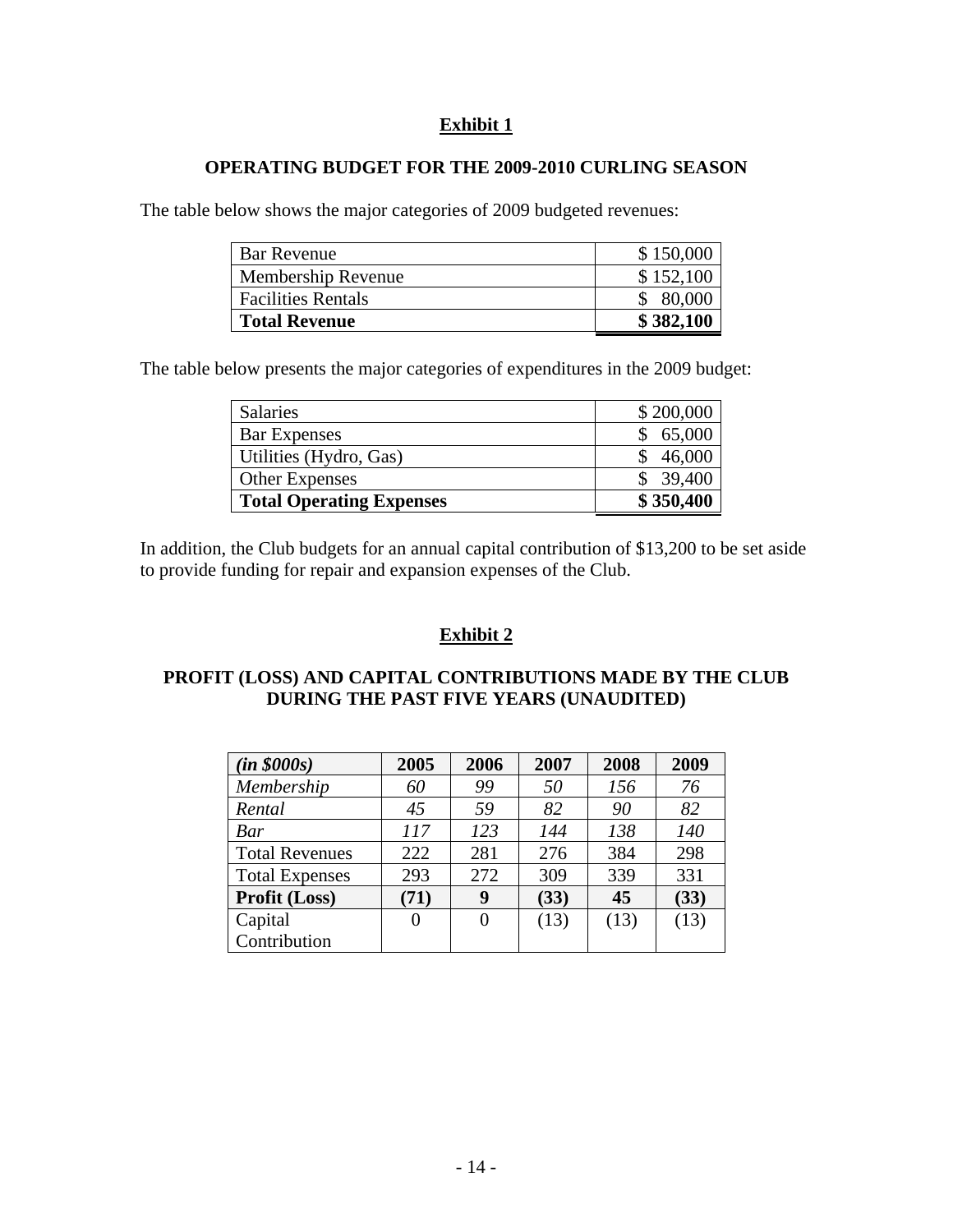## Exhibit 1

### OPERATING BUDGET FOR THE 2009-2010 CURLING SEASON

The table below shows the major categories of 2009 budgeted revenues:

| | |
|---|---|
| Bar Revenue | \$ 150,000 |
| Membership Revenue | \$ 152,100 |
| Facilities Rentals | \$ 80,000 |
| **Total Revenue** | **\$ 382,100** |

The table below presents the major categories of expenditures in the 2009 budget:

| | |
|---|---|
| Salaries | \$ 200,000 |
| Bar Expenses | \$ 65,000 |
| Utilities (Hydro, Gas) | \$ 46,000 |
| Other Expenses | \$ 39,400 |
| **Total Operating Expenses** | **\$ 350,400** |

In addition, the Club budgets for an annual capital contribution of \$13,200 to be set aside to provide funding for repair and expansion expenses of the Club.

## Exhibit 2

### PROFIT (LOSS) AND CAPITAL CONTRIBUTIONS MADE BY THE CLUB DURING THE PAST FIVE YEARS (UNAUDITED)

| *(in \$000s)* | **2005** | **2006** | **2007** | **2008** | **2009** |
|---|---|---|---|---|---|
| *Membership* | *60* | *99* | *50* | *156* | *76* |
| *Rental* | *45* | *59* | *82* | *90* | *82* |
| *Bar* | *117* | *123* | *144* | *138* | *140* |
| Total Revenues | 222 | 281 | 276 | 384 | 298 |
| Total Expenses | 293 | 272 | 309 | 339 | 331 |
| **Profit (Loss)** | **(71)** | **9** | **(33)** | **45** | **(33)** |
| Capital Contribution | 0 | 0 | (13) | (13) | (13) |